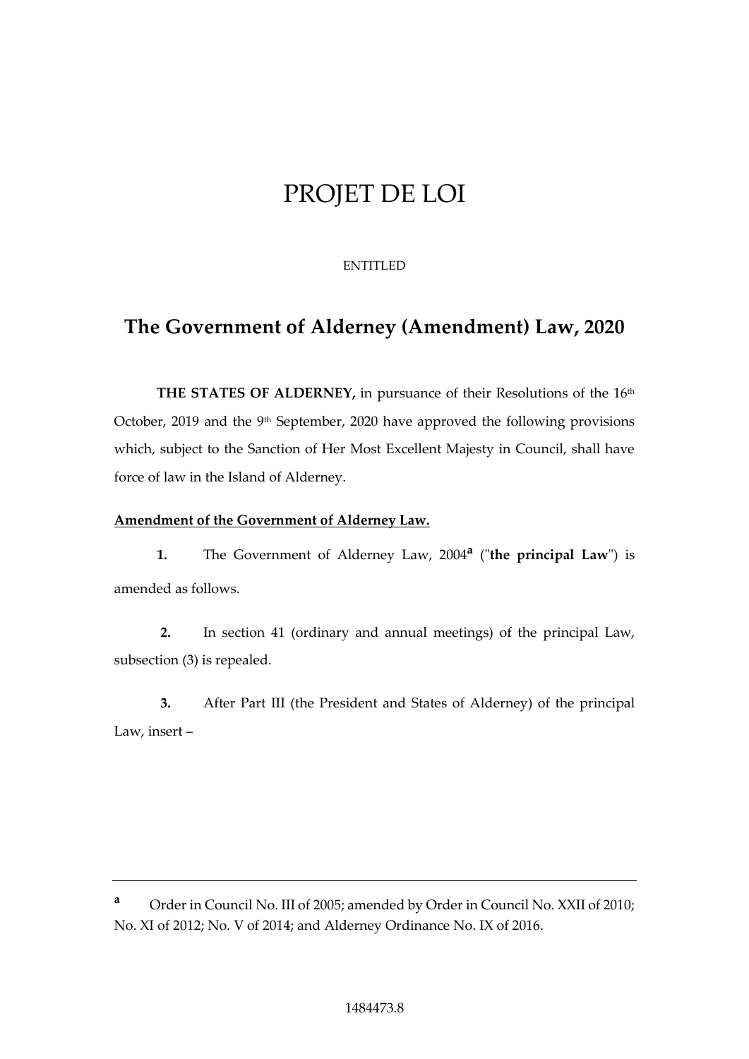# PROJET DE LOI

ENTITLED

## The Government of Alderney (Amendment) Law, 2020

**THE STATES OF ALDERNEY,** in pursuance of their Resolutions of the 16th October, 2019 and the 9th September, 2020 have approved the following provisions which, subject to the Sanction of Her Most Excellent Majesty in Council, shall have force of law in the Island of Alderney.

**Amendment of the Government of Alderney Law.**

**1.** The Government of Alderney Law, 2004[a] ("**the principal Law**") is amended as follows.

**2.** In section 41 (ordinary and annual meetings) of the principal Law, subsection (3) is repealed.

**3.** After Part III (the President and States of Alderney) of the principal Law, insert –

---

[a] Order in Council No. III of 2005; amended by Order in Council No. XXII of 2010; No. XI of 2012; No. V of 2014; and Alderney Ordinance No. IX of 2016.

1484473.8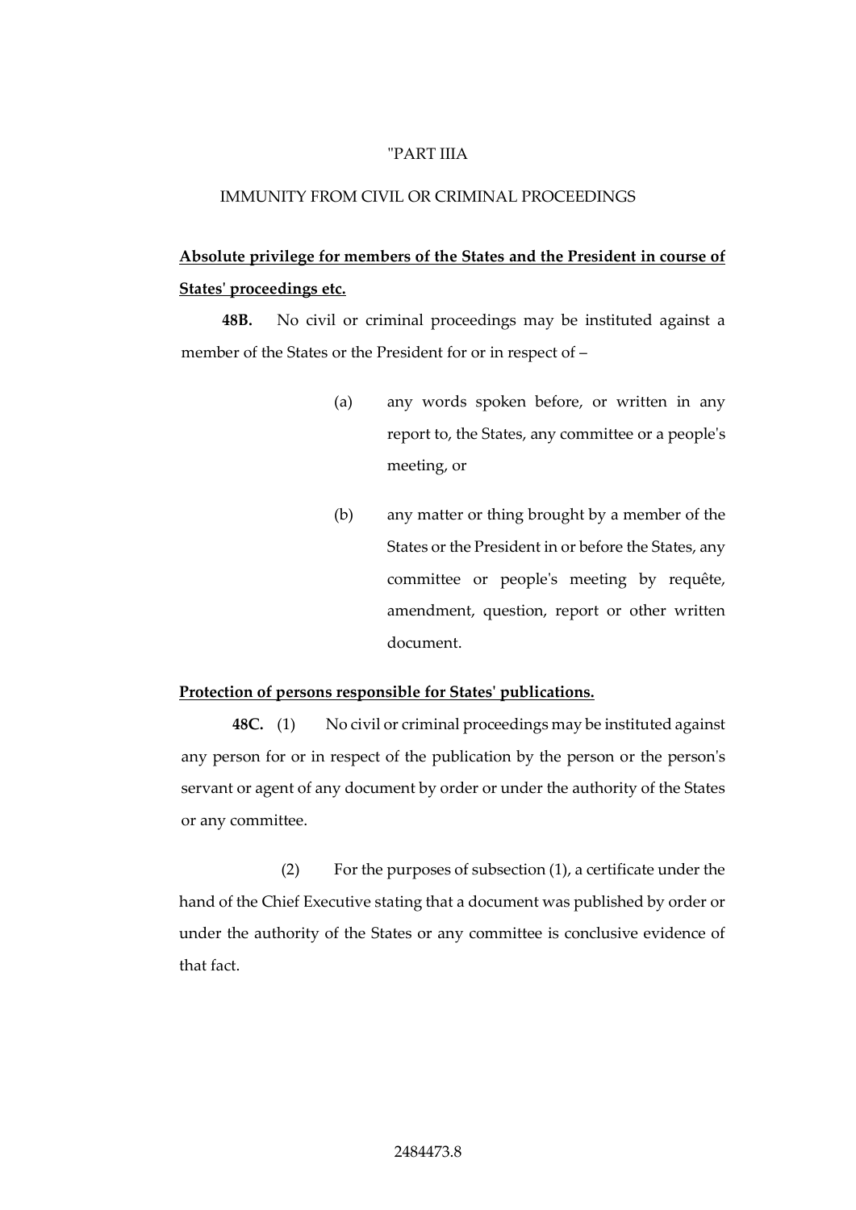"PART IIIA

IMMUNITY FROM CIVIL OR CRIMINAL PROCEEDINGS

**Absolute privilege for members of the States and the President in course of States' proceedings etc.**

**48B.** No civil or criminal proceedings may be instituted against a member of the States or the President for or in respect of –

(a) any words spoken before, or written in any report to, the States, any committee or a people's meeting, or

(b) any matter or thing brought by a member of the States or the President in or before the States, any committee or people's meeting by requête, amendment, question, report or other written document.

**Protection of persons responsible for States' publications.**

**48C.** (1) No civil or criminal proceedings may be instituted against any person for or in respect of the publication by the person or the person's servant or agent of any document by order or under the authority of the States or any committee.

(2) For the purposes of subsection (1), a certificate under the hand of the Chief Executive stating that a document was published by order or under the authority of the States or any committee is conclusive evidence of that fact.

2484473.8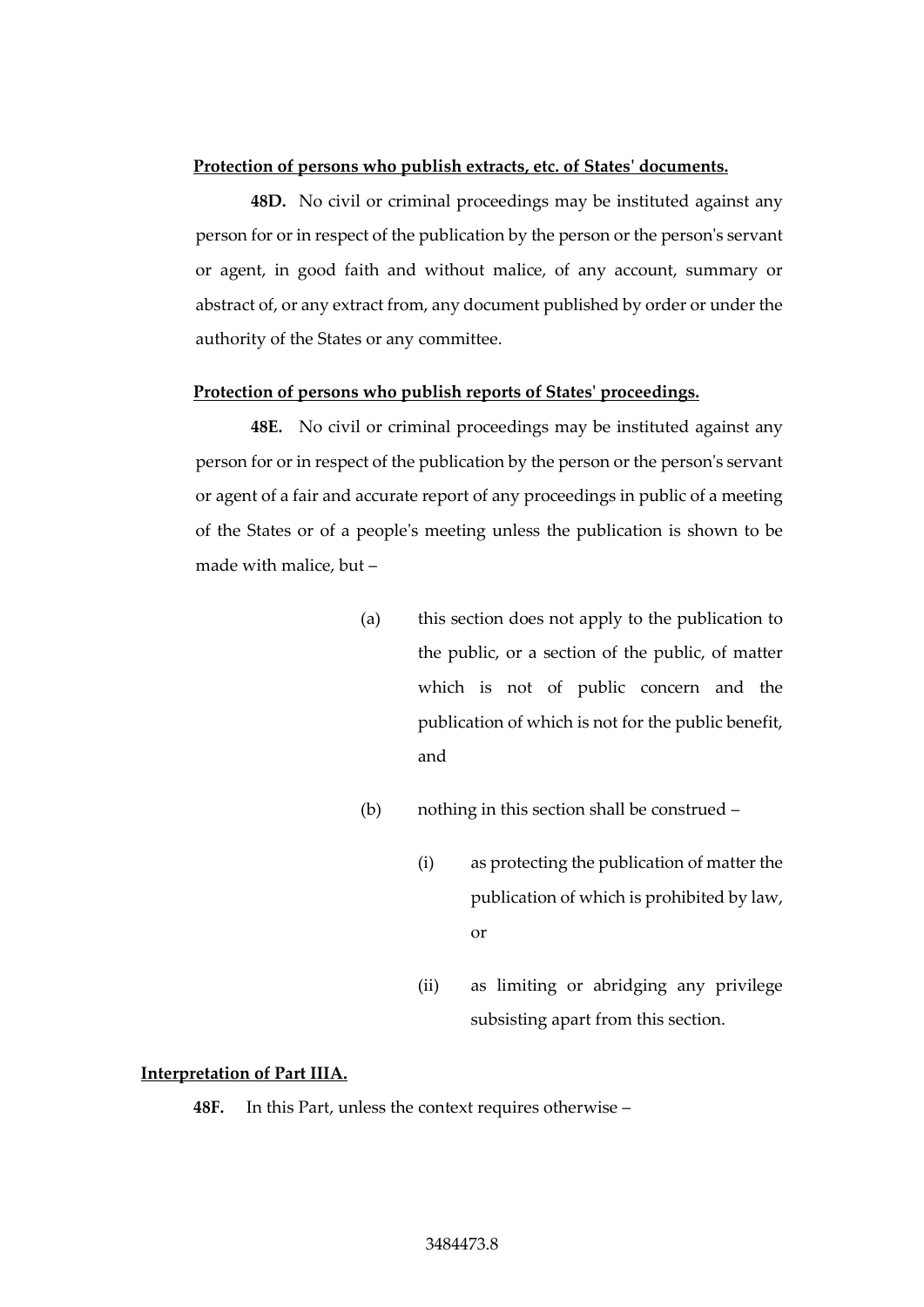**Protection of persons who publish extracts, etc. of States' documents.**

**48D.** No civil or criminal proceedings may be instituted against any person for or in respect of the publication by the person or the person's servant or agent, in good faith and without malice, of any account, summary or abstract of, or any extract from, any document published by order or under the authority of the States or any committee.

**Protection of persons who publish reports of States' proceedings.**

**48E.** No civil or criminal proceedings may be instituted against any person for or in respect of the publication by the person or the person's servant or agent of a fair and accurate report of any proceedings in public of a meeting of the States or of a people's meeting unless the publication is shown to be made with malice, but –

(a) this section does not apply to the publication to the public, or a section of the public, of matter which is not of public concern and the publication of which is not for the public benefit, and

(b) nothing in this section shall be construed –

(i) as protecting the publication of matter the publication of which is prohibited by law, or

(ii) as limiting or abridging any privilege subsisting apart from this section.

**Interpretation of Part IIIA.**

**48F.** In this Part, unless the context requires otherwise –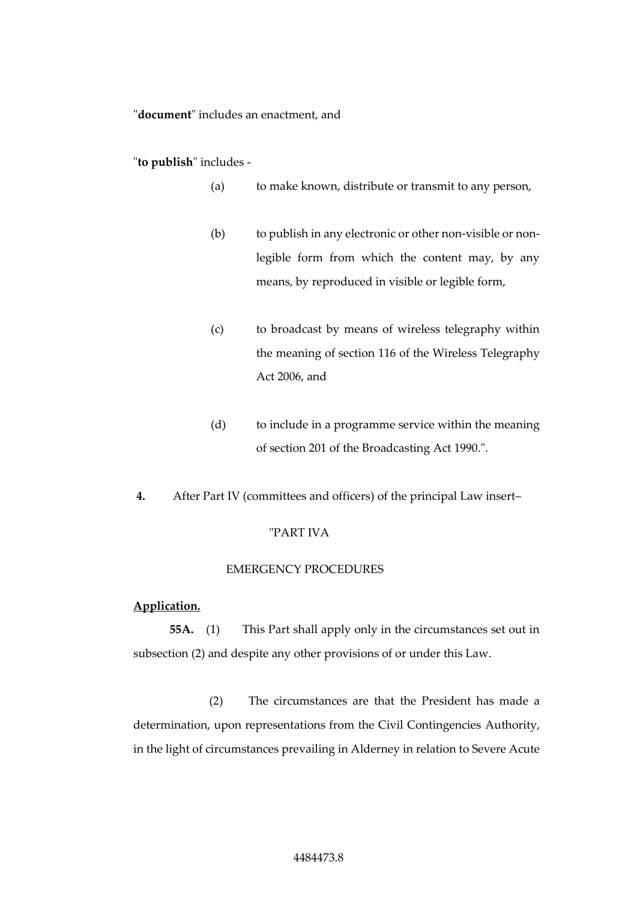"**document**" includes an enactment, and

"**to publish**" includes -

(a) to make known, distribute or transmit to any person,

(b) to publish in any electronic or other non-visible or non-legible form from which the content may, by any means, by reproduced in visible or legible form,

(c) to broadcast by means of wireless telegraphy within the meaning of section 116 of the Wireless Telegraphy Act 2006, and

(d) to include in a programme service within the meaning of section 201 of the Broadcasting Act 1990.".

**4.** After Part IV (committees and officers) of the principal Law insert–

"PART IVA

EMERGENCY PROCEDURES

**Application.**

**55A.** (1) This Part shall apply only in the circumstances set out in subsection (2) and despite any other provisions of or under this Law.

(2) The circumstances are that the President has made a determination, upon representations from the Civil Contingencies Authority, in the light of circumstances prevailing in Alderney in relation to Severe Acute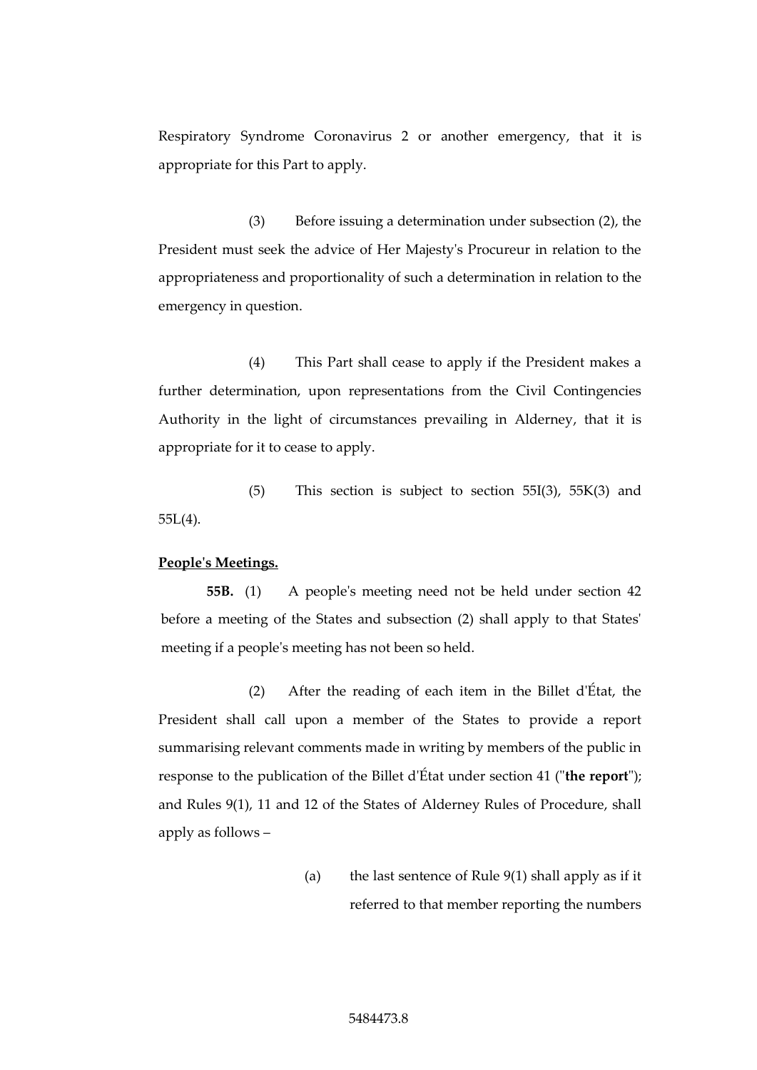Respiratory Syndrome Coronavirus 2 or another emergency, that it is appropriate for this Part to apply.

(3) Before issuing a determination under subsection (2), the President must seek the advice of Her Majesty's Procureur in relation to the appropriateness and proportionality of such a determination in relation to the emergency in question.

(4) This Part shall cease to apply if the President makes a further determination, upon representations from the Civil Contingencies Authority in the light of circumstances prevailing in Alderney, that it is appropriate for it to cease to apply.

(5) This section is subject to section 55I(3), 55K(3) and 55L(4).

**People's Meetings.**

**55B.** (1) A people's meeting need not be held under section 42 before a meeting of the States and subsection (2) shall apply to that States' meeting if a people's meeting has not been so held.

(2) After the reading of each item in the Billet d'État, the President shall call upon a member of the States to provide a report summarising relevant comments made in writing by members of the public in response to the publication of the Billet d'État under section 41 ("**the report**"); and Rules 9(1), 11 and 12 of the States of Alderney Rules of Procedure, shall apply as follows –

(a) the last sentence of Rule 9(1) shall apply as if it referred to that member reporting the numbers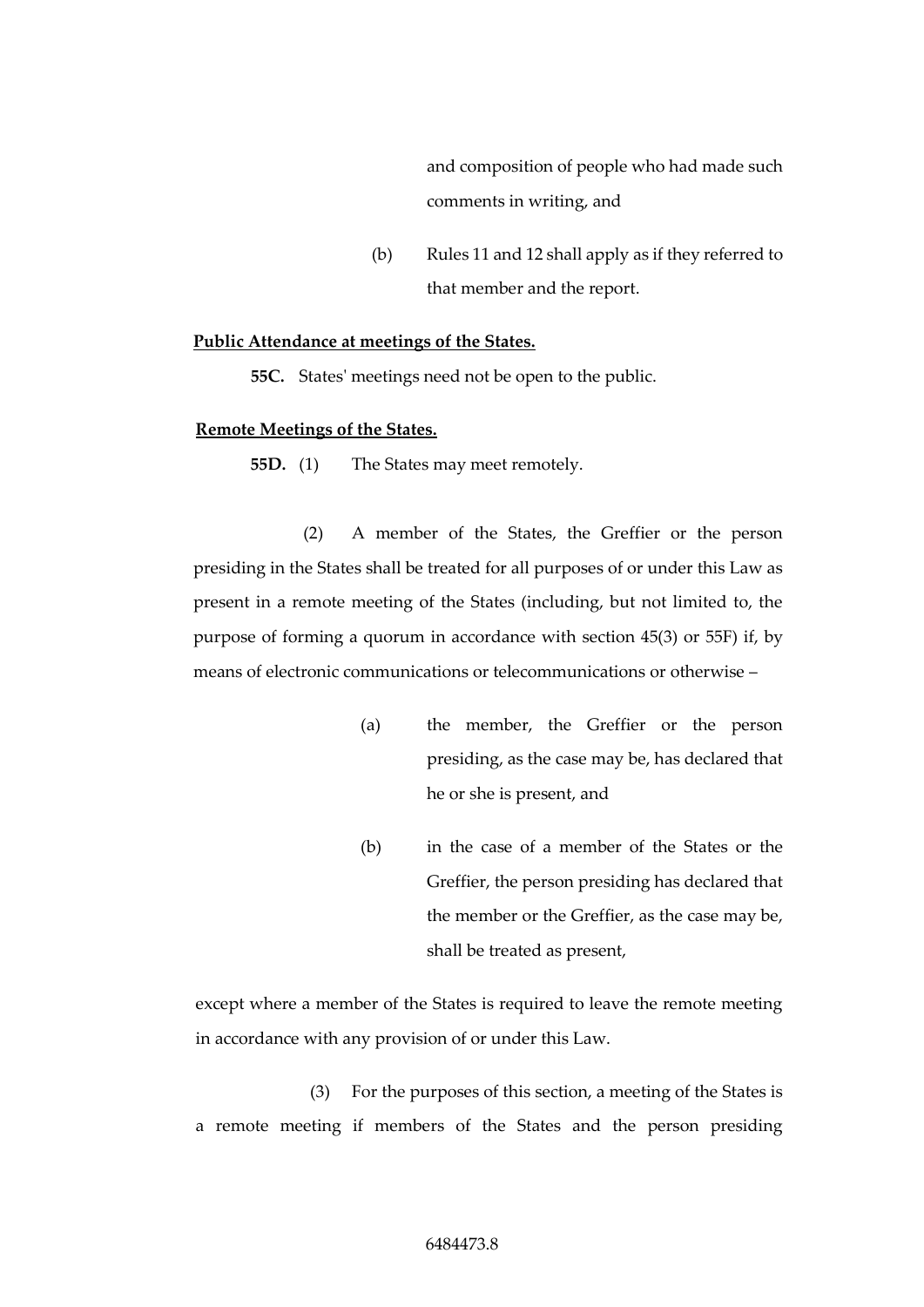and composition of people who had made such comments in writing, and

(b) Rules 11 and 12 shall apply as if they referred to that member and the report.

**Public Attendance at meetings of the States.**

**55C.** States' meetings need not be open to the public.

**Remote Meetings of the States.**

**55D.** (1) The States may meet remotely.

(2) A member of the States, the Greffier or the person presiding in the States shall be treated for all purposes of or under this Law as present in a remote meeting of the States (including, but not limited to, the purpose of forming a quorum in accordance with section 45(3) or 55F) if, by means of electronic communications or telecommunications or otherwise –

(a) the member, the Greffier or the person presiding, as the case may be, has declared that he or she is present, and

(b) in the case of a member of the States or the Greffier, the person presiding has declared that the member or the Greffier, as the case may be, shall be treated as present,

except where a member of the States is required to leave the remote meeting in accordance with any provision of or under this Law.

(3) For the purposes of this section, a meeting of the States is a remote meeting if members of the States and the person presiding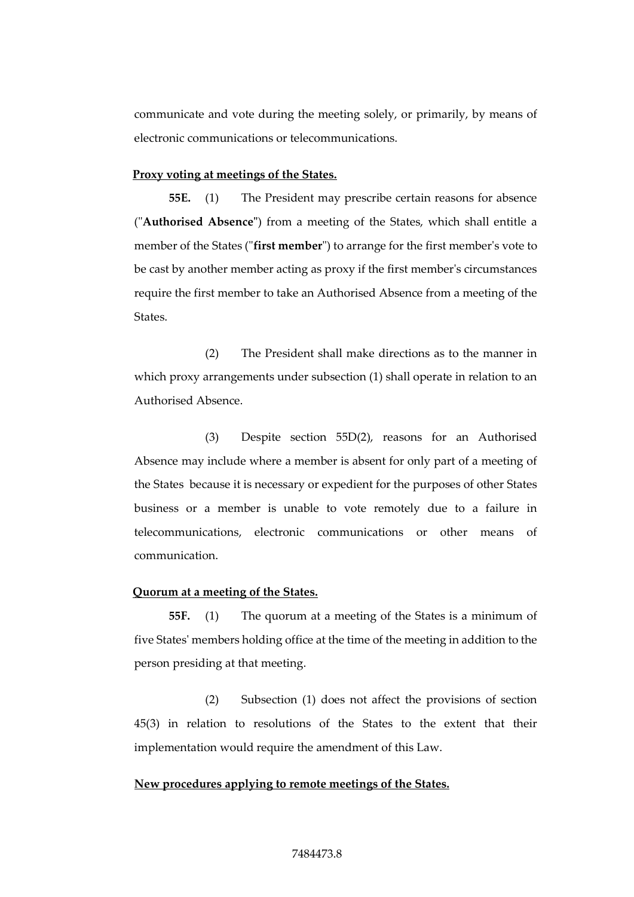communicate and vote during the meeting solely, or primarily, by means of electronic communications or telecommunications.

**Proxy voting at meetings of the States.**

**55E.** (1) The President may prescribe certain reasons for absence ("**Authorised Absence**") from a meeting of the States, which shall entitle a member of the States ("**first member**") to arrange for the first member's vote to be cast by another member acting as proxy if the first member's circumstances require the first member to take an Authorised Absence from a meeting of the States.

(2) The President shall make directions as to the manner in which proxy arrangements under subsection (1) shall operate in relation to an Authorised Absence.

(3) Despite section 55D(2), reasons for an Authorised Absence may include where a member is absent for only part of a meeting of the States because it is necessary or expedient for the purposes of other States business or a member is unable to vote remotely due to a failure in telecommunications, electronic communications or other means of communication.

**Quorum at a meeting of the States.**

**55F.** (1) The quorum at a meeting of the States is a minimum of five States' members holding office at the time of the meeting in addition to the person presiding at that meeting.

(2) Subsection (1) does not affect the provisions of section 45(3) in relation to resolutions of the States to the extent that their implementation would require the amendment of this Law.

**New procedures applying to remote meetings of the States.**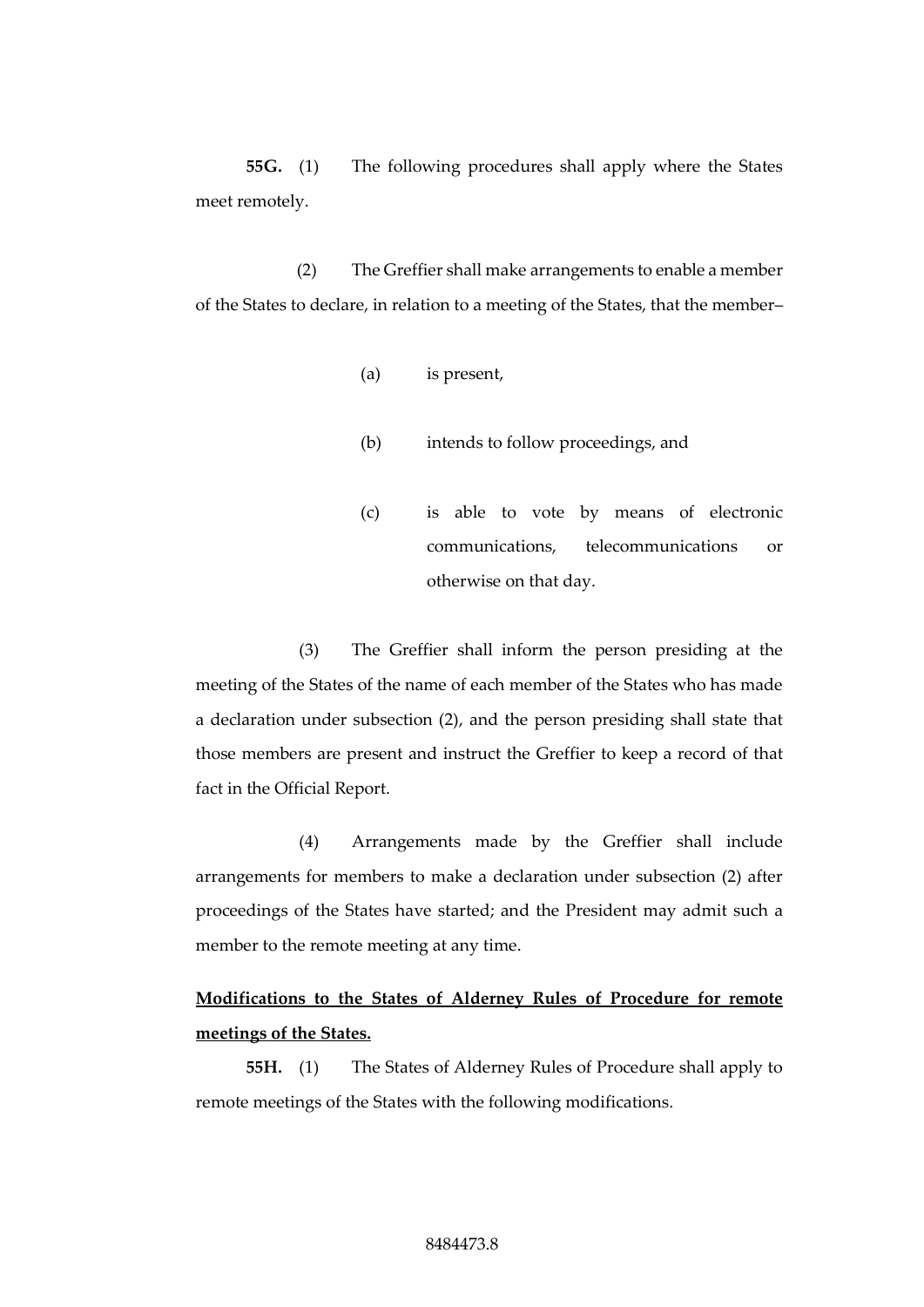**55G.** (1) The following procedures shall apply where the States meet remotely.

(2) The Greffier shall make arrangements to enable a member of the States to declare, in relation to a meeting of the States, that the member–

(a) is present,

(b) intends to follow proceedings, and

(c) is able to vote by means of electronic communications, telecommunications or otherwise on that day.

(3) The Greffier shall inform the person presiding at the meeting of the States of the name of each member of the States who has made a declaration under subsection (2), and the person presiding shall state that those members are present and instruct the Greffier to keep a record of that fact in the Official Report.

(4) Arrangements made by the Greffier shall include arrangements for members to make a declaration under subsection (2) after proceedings of the States have started; and the President may admit such a member to the remote meeting at any time.

**Modifications to the States of Alderney Rules of Procedure for remote meetings of the States.**

**55H.** (1) The States of Alderney Rules of Procedure shall apply to remote meetings of the States with the following modifications.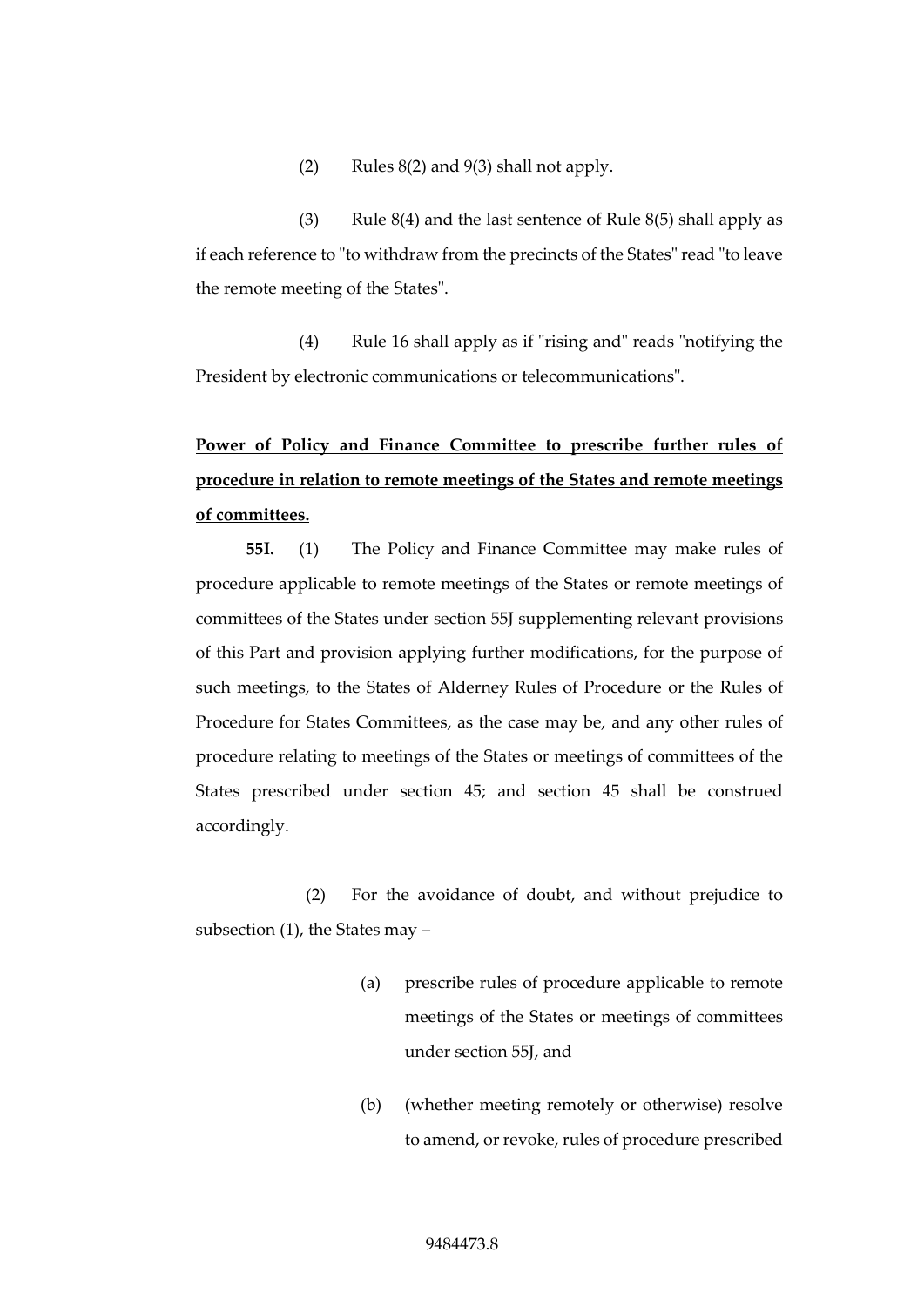(2) Rules 8(2) and 9(3) shall not apply.

(3) Rule 8(4) and the last sentence of Rule 8(5) shall apply as if each reference to "to withdraw from the precincts of the States" read "to leave the remote meeting of the States".

(4) Rule 16 shall apply as if "rising and" reads "notifying the President by electronic communications or telecommunications".

**Power of Policy and Finance Committee to prescribe further rules of procedure in relation to remote meetings of the States and remote meetings of committees.**

**55I.** (1) The Policy and Finance Committee may make rules of procedure applicable to remote meetings of the States or remote meetings of committees of the States under section 55J supplementing relevant provisions of this Part and provision applying further modifications, for the purpose of such meetings, to the States of Alderney Rules of Procedure or the Rules of Procedure for States Committees, as the case may be, and any other rules of procedure relating to meetings of the States or meetings of committees of the States prescribed under section 45; and section 45 shall be construed accordingly.

(2) For the avoidance of doubt, and without prejudice to subsection (1), the States may –

(a) prescribe rules of procedure applicable to remote meetings of the States or meetings of committees under section 55J, and

(b) (whether meeting remotely or otherwise) resolve to amend, or revoke, rules of procedure prescribed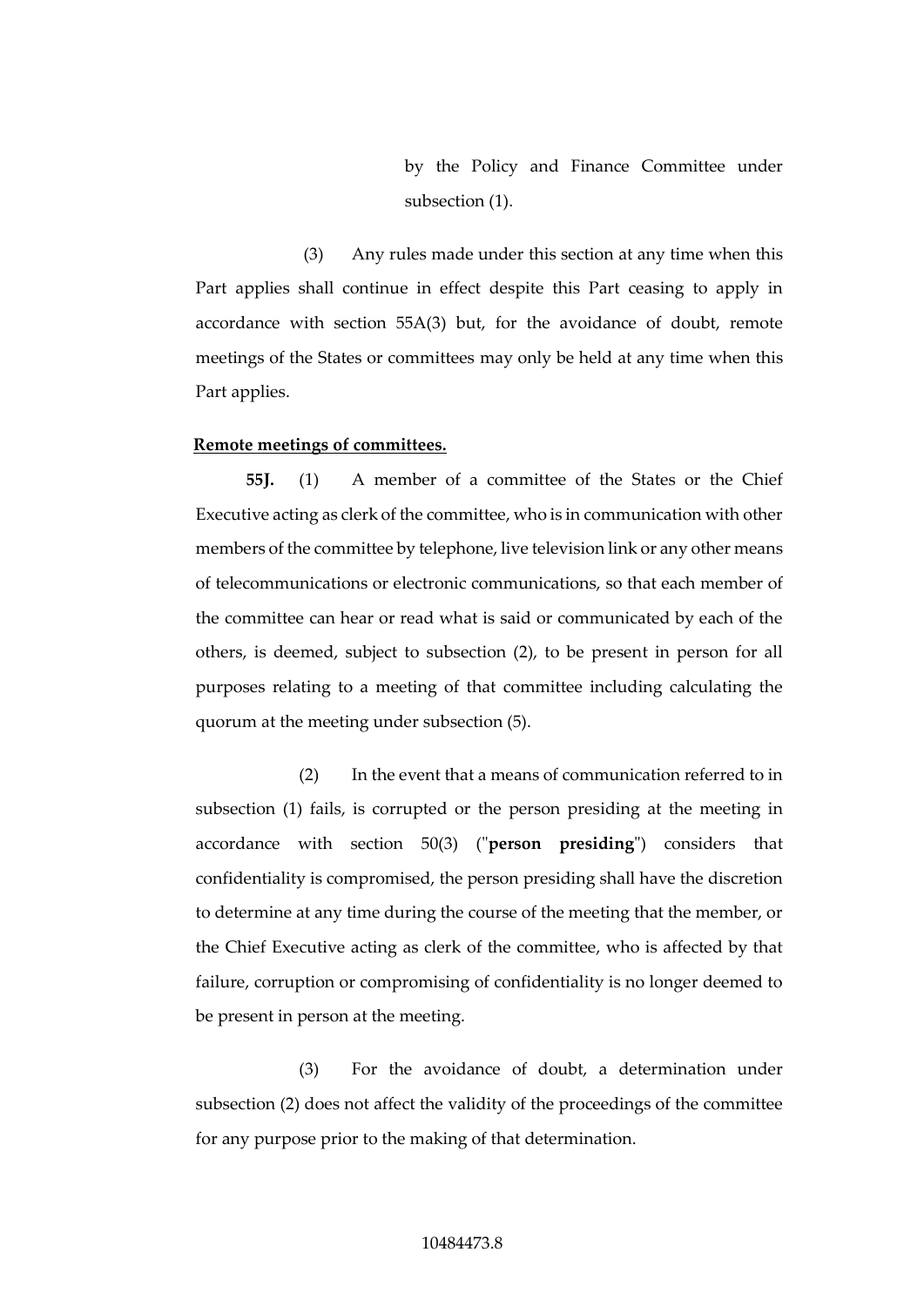by the Policy and Finance Committee under subsection (1).

(3) Any rules made under this section at any time when this Part applies shall continue in effect despite this Part ceasing to apply in accordance with section 55A(3) but, for the avoidance of doubt, remote meetings of the States or committees may only be held at any time when this Part applies.

**Remote meetings of committees.**

**55J.** (1) A member of a committee of the States or the Chief Executive acting as clerk of the committee, who is in communication with other members of the committee by telephone, live television link or any other means of telecommunications or electronic communications, so that each member of the committee can hear or read what is said or communicated by each of the others, is deemed, subject to subsection (2), to be present in person for all purposes relating to a meeting of that committee including calculating the quorum at the meeting under subsection (5).

(2) In the event that a means of communication referred to in subsection (1) fails, is corrupted or the person presiding at the meeting in accordance with section 50(3) ("**person presiding**") considers that confidentiality is compromised, the person presiding shall have the discretion to determine at any time during the course of the meeting that the member, or the Chief Executive acting as clerk of the committee, who is affected by that failure, corruption or compromising of confidentiality is no longer deemed to be present in person at the meeting.

(3) For the avoidance of doubt, a determination under subsection (2) does not affect the validity of the proceedings of the committee for any purpose prior to the making of that determination.

10484473.8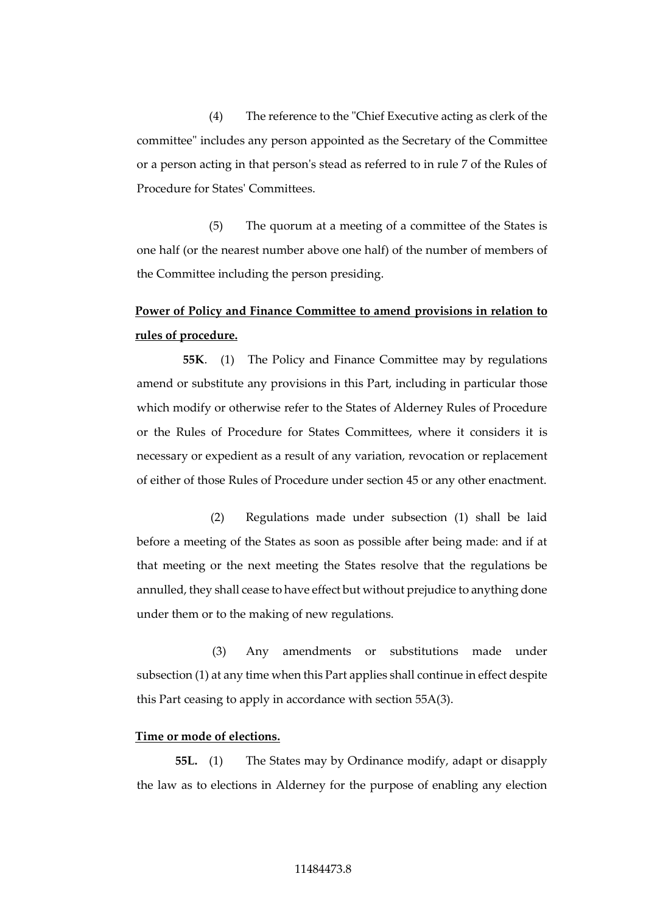(4) The reference to the "Chief Executive acting as clerk of the committee" includes any person appointed as the Secretary of the Committee or a person acting in that person's stead as referred to in rule 7 of the Rules of Procedure for States' Committees.

(5) The quorum at a meeting of a committee of the States is one half (or the nearest number above one half) of the number of members of the Committee including the person presiding.

**Power of Policy and Finance Committee to amend provisions in relation to rules of procedure.**

**55K**. (1) The Policy and Finance Committee may by regulations amend or substitute any provisions in this Part, including in particular those which modify or otherwise refer to the States of Alderney Rules of Procedure or the Rules of Procedure for States Committees, where it considers it is necessary or expedient as a result of any variation, revocation or replacement of either of those Rules of Procedure under section 45 or any other enactment.

(2) Regulations made under subsection (1) shall be laid before a meeting of the States as soon as possible after being made: and if at that meeting or the next meeting the States resolve that the regulations be annulled, they shall cease to have effect but without prejudice to anything done under them or to the making of new regulations.

(3) Any amendments or substitutions made under subsection (1) at any time when this Part applies shall continue in effect despite this Part ceasing to apply in accordance with section 55A(3).

**Time or mode of elections.**

**55L.** (1) The States may by Ordinance modify, adapt or disapply the law as to elections in Alderney for the purpose of enabling any election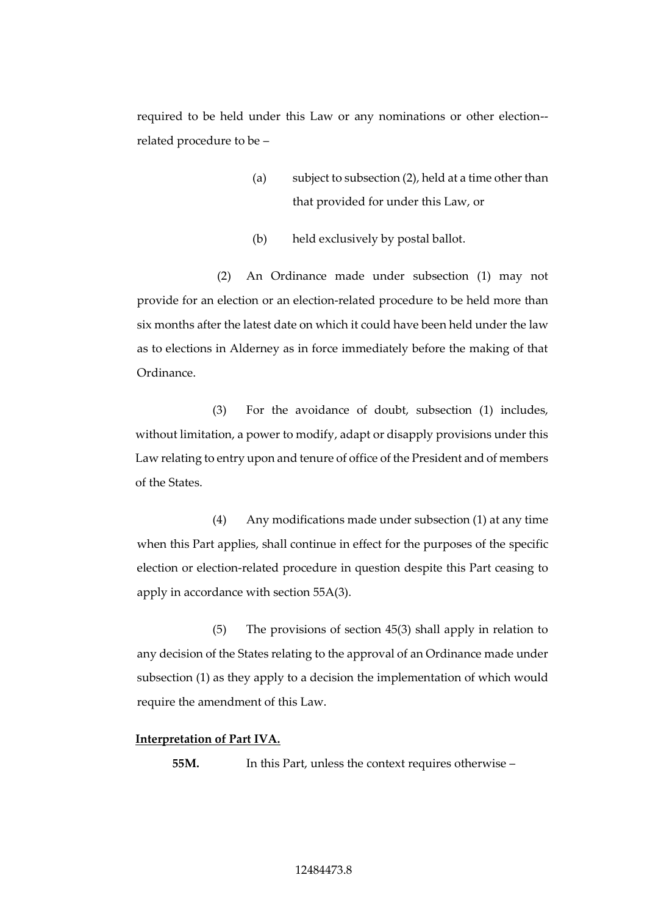required to be held under this Law or any nominations or other election--related procedure to be –

(a) subject to subsection (2), held at a time other than that provided for under this Law, or

(b) held exclusively by postal ballot.

(2) An Ordinance made under subsection (1) may not provide for an election or an election-related procedure to be held more than six months after the latest date on which it could have been held under the law as to elections in Alderney as in force immediately before the making of that Ordinance.

(3) For the avoidance of doubt, subsection (1) includes, without limitation, a power to modify, adapt or disapply provisions under this Law relating to entry upon and tenure of office of the President and of members of the States.

(4) Any modifications made under subsection (1) at any time when this Part applies, shall continue in effect for the purposes of the specific election or election-related procedure in question despite this Part ceasing to apply in accordance with section 55A(3).

(5) The provisions of section 45(3) shall apply in relation to any decision of the States relating to the approval of an Ordinance made under subsection (1) as they apply to a decision the implementation of which would require the amendment of this Law.

**Interpretation of Part IVA.**

**55M.** In this Part, unless the context requires otherwise –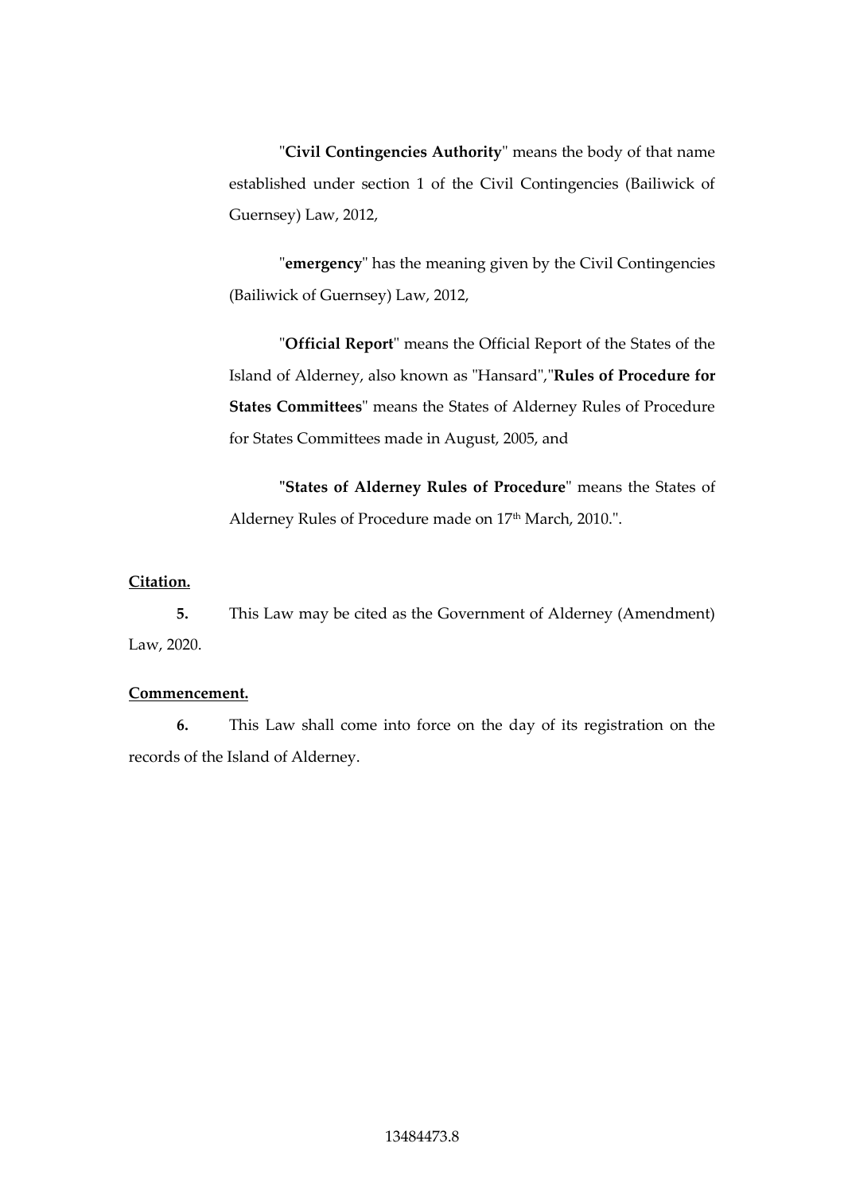"**Civil Contingencies Authority**" means the body of that name established under section 1 of the Civil Contingencies (Bailiwick of Guernsey) Law, 2012,

"**emergency**" has the meaning given by the Civil Contingencies (Bailiwick of Guernsey) Law, 2012,

"**Official Report**" means the Official Report of the States of the Island of Alderney, also known as "Hansard","**Rules of Procedure for States Committees**" means the States of Alderney Rules of Procedure for States Committees made in August, 2005, and

"**States of Alderney Rules of Procedure**" means the States of Alderney Rules of Procedure made on 17th March, 2010.".

**Citation.**

**5.** This Law may be cited as the Government of Alderney (Amendment) Law, 2020.

**Commencement.**

**6.** This Law shall come into force on the day of its registration on the records of the Island of Alderney.

13484473.8